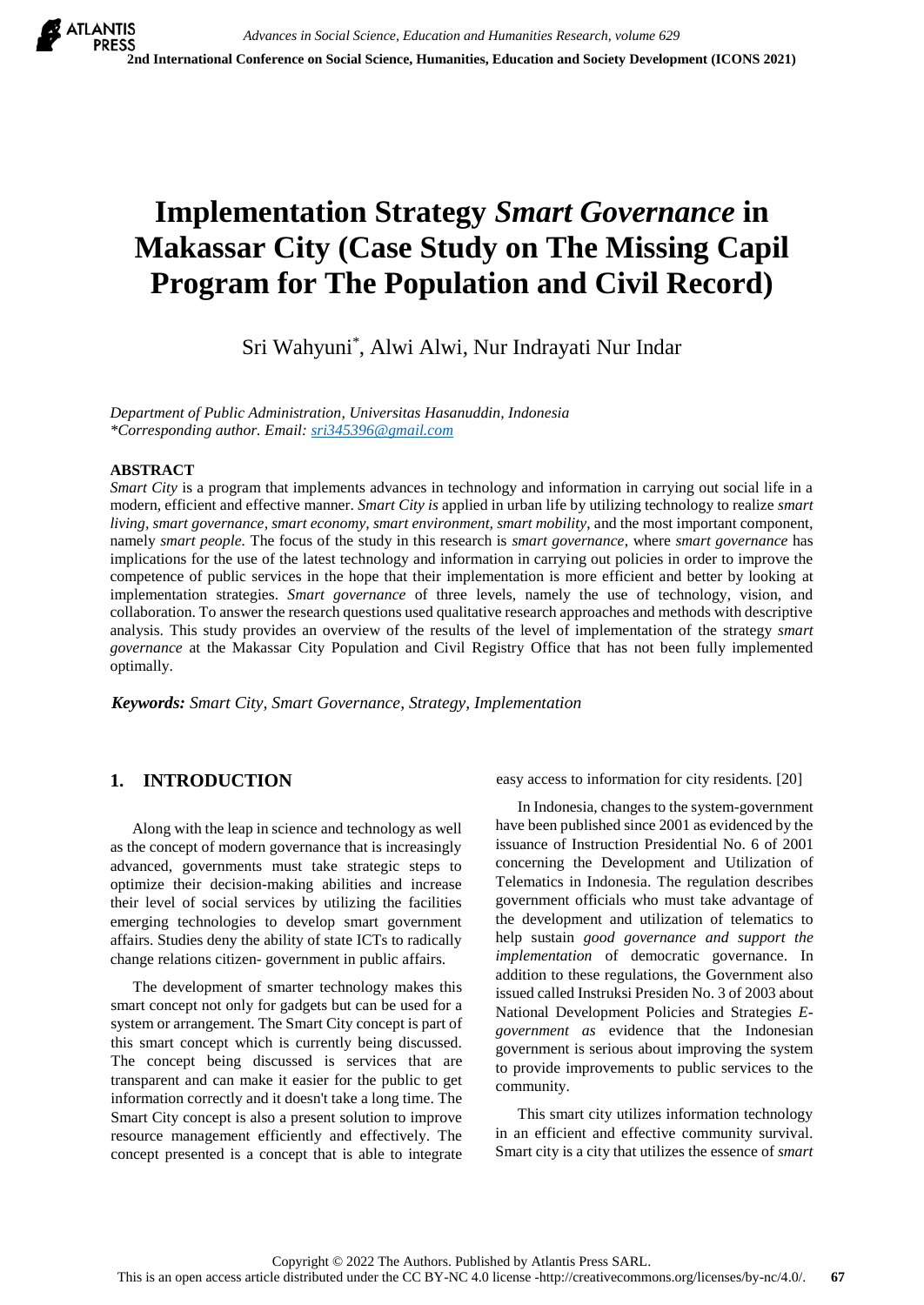# Implementation Strategy *Smart Governance* in Makassar City (Case Study on The Missing Capil Program for The Population and Civil Record)

Sri Wahyuni*, Alwi Alwi, Nur Indrayati Nur Indar

*Department of Public Administration, Universitas Hasanuddin, Indonesia*
*\*Corresponding author. Email: sri345396@gmail.com*

## ABSTRACT

*Smart City* is a program that implements advances in technology and information in carrying out social life in a modern, efficient and effective manner. *Smart City is* applied in urban life by utilizing technology to realize *smart living, smart governance, smart economy, smart environment, smart mobility*, and the most important component, namely *smart people.* The focus of the study in this research is *smart governance*, where *smart governance* has implications for the use of the latest technology and information in carrying out policies in order to improve the competence of public services in the hope that their implementation is more efficient and better by looking at implementation strategies. *Smart governance* of three levels, namely the use of technology, vision, and collaboration. To answer the research questions used qualitative research approaches and methods with descriptive analysis. This study provides an overview of the results of the level of implementation of the strategy *smart governance* at the Makassar City Population and Civil Registry Office that has not been fully implemented optimally.

***Keywords:*** *Smart City, Smart Governance, Strategy, Implementation*

## 1. INTRODUCTION

Along with the leap in science and technology as well as the concept of modern governance that is increasingly advanced, governments must take strategic steps to optimize their decision-making abilities and increase their level of social services by utilizing the facilities emerging technologies to develop smart government affairs. Studies deny the ability of state ICTs to radically change relations citizen- government in public affairs.

The development of smarter technology makes this smart concept not only for gadgets but can be used for a system or arrangement. The Smart City concept is part of this smart concept which is currently being discussed. The concept being discussed is services that are transparent and can make it easier for the public to get information correctly and it doesn't take a long time. The Smart City concept is also a present solution to improve resource management efficiently and effectively. The concept presented is a concept that is able to integrate easy access to information for city residents. [20]

In Indonesia, changes to the system-government have been published since 2001 as evidenced by the issuance of Instruction Presidential No. 6 of 2001 concerning the Development and Utilization of Telematics in Indonesia. The regulation describes government officials who must take advantage of the development and utilization of telematics to help sustain *good governance and support the implementation* of democratic governance. In addition to these regulations, the Government also issued called Instruksi Presiden No. 3 of 2003 about National Development Policies and Strategies *E-government as* evidence that the Indonesian government is serious about improving the system to provide improvements to public services to the community.

This smart city utilizes information technology in an efficient and effective community survival. Smart city is a city that utilizes the essence of *smart*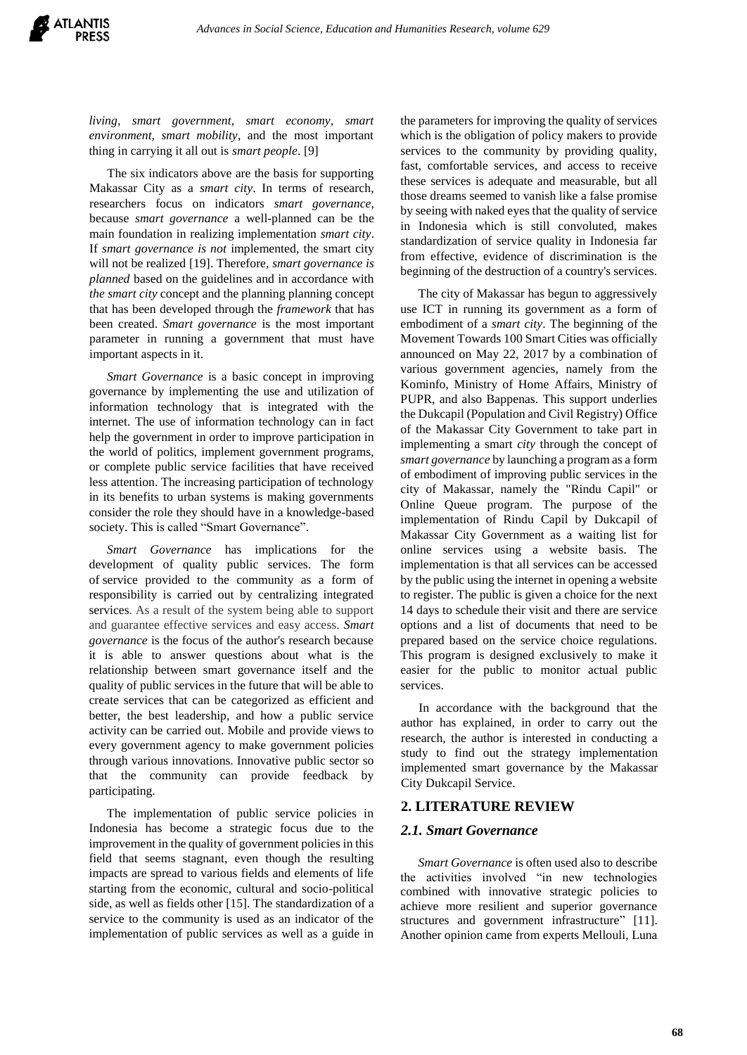*living*, *smart government*, *smart economy*, *smart environment*, *smart mobility*, and the most important thing in carrying it all out is *smart people*. [9]

The six indicators above are the basis for supporting Makassar City as a *smart city*. In terms of research, researchers focus on indicators *smart governance*, because *smart governance* a well-planned can be the main foundation in realizing implementation *smart city*. If *smart governance is not* implemented, the smart city will not be realized [19]. Therefore, *smart governance is planned* based on the guidelines and in accordance with *the smart city* concept and the planning planning concept that has been developed through the *framework* that has been created. *Smart governance* is the most important parameter in running a government that must have important aspects in it.

*Smart Governance* is a basic concept in improving governance by implementing the use and utilization of information technology that is integrated with the internet. The use of information technology can in fact help the government in order to improve participation in the world of politics, implement government programs, or complete public service facilities that have received less attention. The increasing participation of technology in its benefits to urban systems is making governments consider the role they should have in a knowledge-based society. This is called "Smart Governance".

*Smart Governance* has implications for the development of quality public services. The form of service provided to the community as a form of responsibility is carried out by centralizing integrated services. As a result of the system being able to support and guarantee effective services and easy access. *Smart governance* is the focus of the author's research because it is able to answer questions about what is the relationship between smart governance itself and the quality of public services in the future that will be able to create services that can be categorized as efficient and better, the best leadership, and how a public service activity can be carried out. Mobile and provide views to every government agency to make government policies through various innovations. Innovative public sector so that the community can provide feedback by participating.

The implementation of public service policies in Indonesia has become a strategic focus due to the improvement in the quality of government policies in this field that seems stagnant, even though the resulting impacts are spread to various fields and elements of life starting from the economic, cultural and socio-political side, as well as fields other [15]. The standardization of a service to the community is used as an indicator of the implementation of public services as well as a guide in the parameters for improving the quality of services which is the obligation of policy makers to provide services to the community by providing quality, fast, comfortable services, and access to receive these services is adequate and measurable, but all those dreams seemed to vanish like a false promise by seeing with naked eyes that the quality of service in Indonesia which is still convoluted, makes standardization of service quality in Indonesia far from effective, evidence of discrimination is the beginning of the destruction of a country's services.

The city of Makassar has begun to aggressively use ICT in running its government as a form of embodiment of a *smart city*. The beginning of the Movement Towards 100 Smart Cities was officially announced on May 22, 2017 by a combination of various government agencies, namely from the Kominfo, Ministry of Home Affairs, Ministry of PUPR, and also Bappenas. This support underlies the Dukcapil (Population and Civil Registry) Office of the Makassar City Government to take part in implementing a smart *city* through the concept of *smart governance* by launching a program as a form of embodiment of improving public services in the city of Makassar, namely the "Rindu Capil" or Online Queue program. The purpose of the implementation of Rindu Capil by Dukcapil of Makassar City Government as a waiting list for online services using a website basis. The implementation is that all services can be accessed by the public using the internet in opening a website to register. The public is given a choice for the next 14 days to schedule their visit and there are service options and a list of documents that need to be prepared based on the service choice regulations. This program is designed exclusively to make it easier for the public to monitor actual public services.

In accordance with the background that the author has explained, in order to carry out the research, the author is interested in conducting a study to find out the strategy implementation implemented smart governance by the Makassar City Dukcapil Service.

## 2. LITERATURE REVIEW

### *2.1. Smart Governance*

*Smart Governance* is often used also to describe the activities involved "in new technologies combined with innovative strategic policies to achieve more resilient and superior governance structures and government infrastructure" [11]. Another opinion came from experts Mellouli, Luna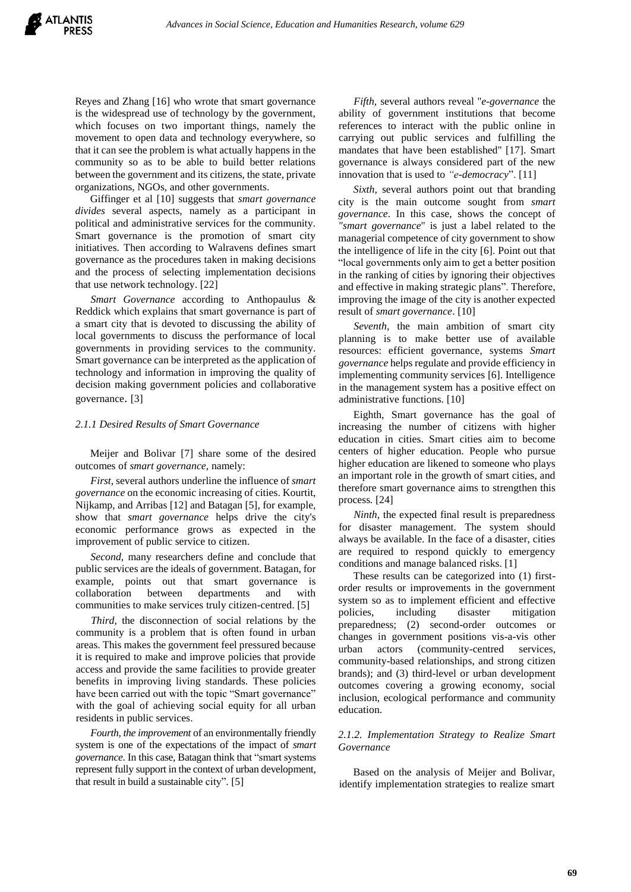Reyes and Zhang [16] who wrote that smart governance is the widespread use of technology by the government, which focuses on two important things, namely the movement to open data and technology everywhere, so that it can see the problem is what actually happens in the community so as to be able to build better relations between the government and its citizens, the state, private organizations, NGOs, and other governments.

Giffinger et al [10] suggests that *smart governance divides* several aspects, namely as a participant in political and administrative services for the community. Smart governance is the promotion of smart city initiatives. Then according to Walravens defines smart governance as the procedures taken in making decisions and the process of selecting implementation decisions that use network technology. [22]

*Smart Governance* according to Anthopaulus & Reddick which explains that smart governance is part of a smart city that is devoted to discussing the ability of local governments to discuss the performance of local governments in providing services to the community. Smart governance can be interpreted as the application of technology and information in improving the quality of decision making government policies and collaborative governance. [3]

### *2.1.1 Desired Results of Smart Governance*

Meijer and Bolivar [7] share some of the desired outcomes of *smart governance,* namely:

*First,* several authors underline the influence of *smart governance* on the economic increasing of cities. Kourtit, Nijkamp, and Arribas [12] and Batagan [5], for example, show that *smart governance* helps drive the city's economic performance grows as expected in the improvement of public service to citizen.

*Second,* many researchers define and conclude that public services are the ideals of government. Batagan, for example, points out that smart governance is collaboration between departments and with communities to make services truly citizen-centred. [5]

*Third,* the disconnection of social relations by the community is a problem that is often found in urban areas. This makes the government feel pressured because it is required to make and improve policies that provide access and provide the same facilities to provide greater benefits in improving living standards. These policies have been carried out with the topic "Smart governance" with the goal of achieving social equity for all urban residents in public services.

*Fourth, the improvement* of an environmentally friendly system is one of the expectations of the impact of *smart governance.* In this case, Batagan think that "smart systems represent fully support in the context of urban development, that result in build a sustainable city". [5]

*Fifth,* several authors reveal "*e-governance* the ability of government institutions that become references to interact with the public online in carrying out public services and fulfilling the mandates that have been established" [17]. Smart governance is always considered part of the new innovation that is used to *"e-democracy*". [11]

*Sixth,* several authors point out that branding city is the main outcome sought from *smart governance*. In this case, shows the concept of "*smart governance*" is just a label related to the managerial competence of city government to show the intelligence of life in the city [6]. Point out that "local governments only aim to get a better position in the ranking of cities by ignoring their objectives and effective in making strategic plans". Therefore, improving the image of the city is another expected result of *smart governance*. [10]

*Seventh*, the main ambition of smart city planning is to make better use of available resources: efficient governance, systems *Smart governance* helps regulate and provide efficiency in implementing community services [6]. Intelligence in the management system has a positive effect on administrative functions. [10]

Eighth, Smart governance has the goal of increasing the number of citizens with higher education in cities. Smart cities aim to become centers of higher education. People who pursue higher education are likened to someone who plays an important role in the growth of smart cities, and therefore smart governance aims to strengthen this process. [24]

*Ninth*, the expected final result is preparedness for disaster management. The system should always be available. In the face of a disaster, cities are required to respond quickly to emergency conditions and manage balanced risks. [1]

These results can be categorized into (1) first-order results or improvements in the government system so as to implement efficient and effective policies, including disaster mitigation preparedness; (2) second-order outcomes or changes in government positions vis-a-vis other urban actors (community-centred services, community-based relationships, and strong citizen brands); and (3) third-level or urban development outcomes covering a growing economy, social inclusion, ecological performance and community education.

### *2.1.2. Implementation Strategy to Realize Smart Governance*

Based on the analysis of Meijer and Bolivar, identify implementation strategies to realize smart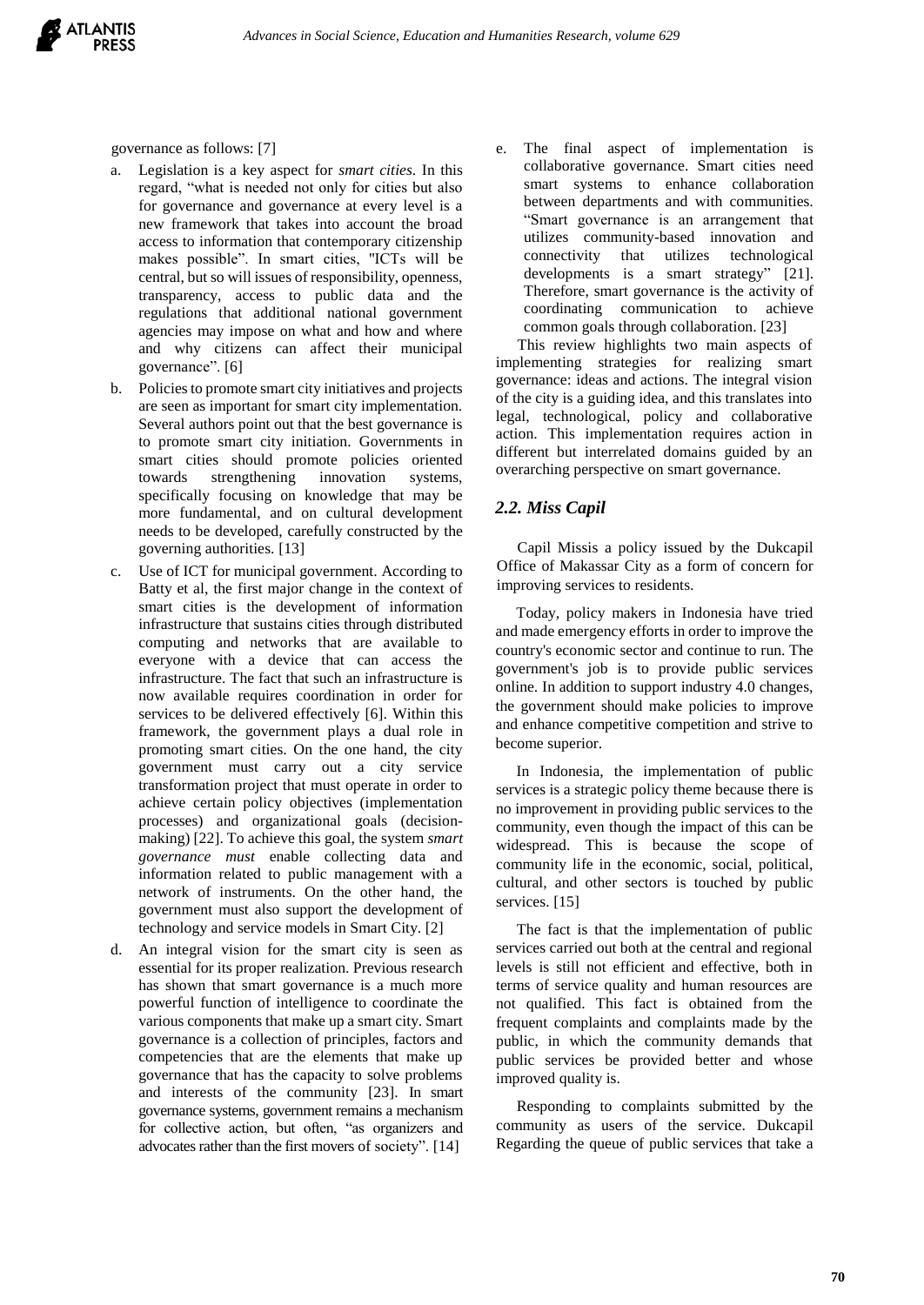governance as follows: [7]

a. Legislation is a key aspect for *smart cities*. In this regard, "what is needed not only for cities but also for governance and governance at every level is a new framework that takes into account the broad access to information that contemporary citizenship makes possible". In smart cities, "ICTs will be central, but so will issues of responsibility, openness, transparency, access to public data and the regulations that additional national government agencies may impose on what and how and where and why citizens can affect their municipal governance". [6]

b. Policies to promote smart city initiatives and projects are seen as important for smart city implementation. Several authors point out that the best governance is to promote smart city initiation. Governments in smart cities should promote policies oriented towards strengthening innovation systems, specifically focusing on knowledge that may be more fundamental, and on cultural development needs to be developed, carefully constructed by the governing authorities. [13]

c. Use of ICT for municipal government. According to Batty et al, the first major change in the context of smart cities is the development of information infrastructure that sustains cities through distributed computing and networks that are available to everyone with a device that can access the infrastructure. The fact that such an infrastructure is now available requires coordination in order for services to be delivered effectively [6]. Within this framework, the government plays a dual role in promoting smart cities. On the one hand, the city government must carry out a city service transformation project that must operate in order to achieve certain policy objectives (implementation processes) and organizational goals (decision-making) [22]. To achieve this goal, the system *smart governance must* enable collecting data and information related to public management with a network of instruments. On the other hand, the government must also support the development of technology and service models in Smart City. [2]

d. An integral vision for the smart city is seen as essential for its proper realization. Previous research has shown that smart governance is a much more powerful function of intelligence to coordinate the various components that make up a smart city. Smart governance is a collection of principles, factors and competencies that are the elements that make up governance that has the capacity to solve problems and interests of the community [23]. In smart governance systems, government remains a mechanism for collective action, but often, "as organizers and advocates rather than the first movers of society". [14]

e. The final aspect of implementation is collaborative governance. Smart cities need smart systems to enhance collaboration between departments and with communities. "Smart governance is an arrangement that utilizes community-based innovation and connectivity that utilizes technological developments is a smart strategy" [21]. Therefore, smart governance is the activity of coordinating communication to achieve common goals through collaboration. [23]

This review highlights two main aspects of implementing strategies for realizing smart governance: ideas and actions. The integral vision of the city is a guiding idea, and this translates into legal, technological, policy and collaborative action. This implementation requires action in different but interrelated domains guided by an overarching perspective on smart governance.

### *2.2. Miss Capil*

Capil Missis a policy issued by the Dukcapil Office of Makassar City as a form of concern for improving services to residents.

Today, policy makers in Indonesia have tried and made emergency efforts in order to improve the country's economic sector and continue to run. The government's job is to provide public services online. In addition to support industry 4.0 changes, the government should make policies to improve and enhance competitive competition and strive to become superior.

In Indonesia, the implementation of public services is a strategic policy theme because there is no improvement in providing public services to the community, even though the impact of this can be widespread. This is because the scope of community life in the economic, social, political, cultural, and other sectors is touched by public services. [15]

The fact is that the implementation of public services carried out both at the central and regional levels is still not efficient and effective, both in terms of service quality and human resources are not qualified. This fact is obtained from the frequent complaints and complaints made by the public, in which the community demands that public services be provided better and whose improved quality is.

Responding to complaints submitted by the community as users of the service. Dukcapil Regarding the queue of public services that take a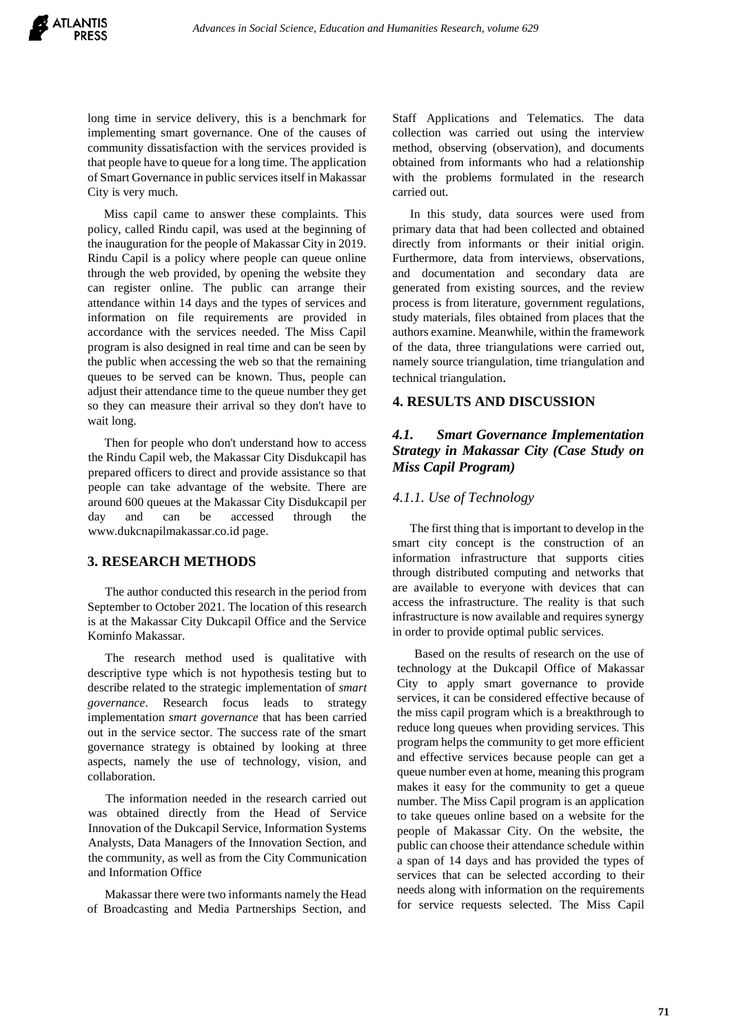long time in service delivery, this is a benchmark for implementing smart governance. One of the causes of community dissatisfaction with the services provided is that people have to queue for a long time. The application of Smart Governance in public services itself in Makassar City is very much.

Miss capil came to answer these complaints. This policy, called Rindu capil, was used at the beginning of the inauguration for the people of Makassar City in 2019. Rindu Capil is a policy where people can queue online through the web provided, by opening the website they can register online. The public can arrange their attendance within 14 days and the types of services and information on file requirements are provided in accordance with the services needed. The Miss Capil program is also designed in real time and can be seen by the public when accessing the web so that the remaining queues to be served can be known. Thus, people can adjust their attendance time to the queue number they get so they can measure their arrival so they don't have to wait long.

Then for people who don't understand how to access the Rindu Capil web, the Makassar City Disdukcapil has prepared officers to direct and provide assistance so that people can take advantage of the website. There are around 600 queues at the Makassar City Disdukcapil per day and can be accessed through the www.dukcnapilmakassar.co.id page.

## 3. RESEARCH METHODS

The author conducted this research in the period from September to October 2021. The location of this research is at the Makassar City Dukcapil Office and the Service Kominfo Makassar.

The research method used is qualitative with descriptive type which is not hypothesis testing but to describe related to the strategic implementation of *smart governance*. Research focus leads to strategy implementation *smart governance* that has been carried out in the service sector. The success rate of the smart governance strategy is obtained by looking at three aspects, namely the use of technology, vision, and collaboration.

The information needed in the research carried out was obtained directly from the Head of Service Innovation of the Dukcapil Service, Information Systems Analysts, Data Managers of the Innovation Section, and the community, as well as from the City Communication and Information Office

Makassar there were two informants namely the Head of Broadcasting and Media Partnerships Section, and Staff Applications and Telematics. The data collection was carried out using the interview method, observing (observation), and documents obtained from informants who had a relationship with the problems formulated in the research carried out.

In this study, data sources were used from primary data that had been collected and obtained directly from informants or their initial origin. Furthermore, data from interviews, observations, and documentation and secondary data are generated from existing sources, and the review process is from literature, government regulations, study materials, files obtained from places that the authors examine. Meanwhile, within the framework of the data, three triangulations were carried out, namely source triangulation, time triangulation and technical triangulation.

## 4. RESULTS AND DISCUSSION

### *4.1. Smart Governance Implementation Strategy in Makassar City (Case Study on Miss Capil Program)*

#### *4.1.1. Use of Technology*

The first thing that is important to develop in the smart city concept is the construction of an information infrastructure that supports cities through distributed computing and networks that are available to everyone with devices that can access the infrastructure. The reality is that such infrastructure is now available and requires synergy in order to provide optimal public services.

Based on the results of research on the use of technology at the Dukcapil Office of Makassar City to apply smart governance to provide services, it can be considered effective because of the miss capil program which is a breakthrough to reduce long queues when providing services. This program helps the community to get more efficient and effective services because people can get a queue number even at home, meaning this program makes it easy for the community to get a queue number. The Miss Capil program is an application to take queues online based on a website for the people of Makassar City. On the website, the public can choose their attendance schedule within a span of 14 days and has provided the types of services that can be selected according to their needs along with information on the requirements for service requests selected. The Miss Capil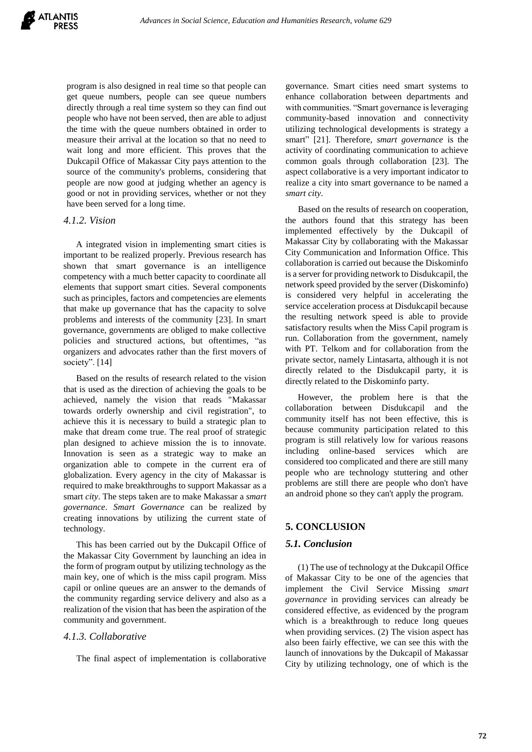program is also designed in real time so that people can get queue numbers, people can see queue numbers directly through a real time system so they can find out people who have not been served, then are able to adjust the time with the queue numbers obtained in order to measure their arrival at the location so that no need to wait long and more efficient. This proves that the Dukcapil Office of Makassar City pays attention to the source of the community's problems, considering that people are now good at judging whether an agency is good or not in providing services, whether or not they have been served for a long time.

#### *4.1.2. Vision*

A integrated vision in implementing smart cities is important to be realized properly. Previous research has shown that smart governance is an intelligence competency with a much better capacity to coordinate all elements that support smart cities. Several components such as principles, factors and competencies are elements that make up governance that has the capacity to solve problems and interests of the community [23]. In smart governance, governments are obliged to make collective policies and structured actions, but oftentimes, "as organizers and advocates rather than the first movers of society". [14]

Based on the results of research related to the vision that is used as the direction of achieving the goals to be achieved, namely the vision that reads "Makassar towards orderly ownership and civil registration", to achieve this it is necessary to build a strategic plan to make that dream come true. The real proof of strategic plan designed to achieve mission the is to innovate. Innovation is seen as a strategic way to make an organization able to compete in the current era of globalization. Every agency in the city of Makassar is required to make breakthroughs to support Makassar as a smart *city*. The steps taken are to make Makassar a *smart governance*. *Smart Governance* can be realized by creating innovations by utilizing the current state of technology.

This has been carried out by the Dukcapil Office of the Makassar City Government by launching an idea in the form of program output by utilizing technology as the main key, one of which is the miss capil program. Miss capil or online queues are an answer to the demands of the community regarding service delivery and also as a realization of the vision that has been the aspiration of the community and government.

#### *4.1.3. Collaborative*

The final aspect of implementation is collaborative governance. Smart cities need smart systems to enhance collaboration between departments and with communities. "Smart governance is leveraging community-based innovation and connectivity utilizing technological developments is strategy a smart" [21]. Therefore, *smart governance* is the activity of coordinating communication to achieve common goals through collaboration [23]. The aspect collaborative is a very important indicator to realize a city into smart governance to be named a *smart city*.

Based on the results of research on cooperation, the authors found that this strategy has been implemented effectively by the Dukcapil of Makassar City by collaborating with the Makassar City Communication and Information Office. This collaboration is carried out because the Diskominfo is a server for providing network to Disdukcapil, the network speed provided by the server (Diskominfo) is considered very helpful in accelerating the service acceleration process at Disdukcapil because the resulting network speed is able to provide satisfactory results when the Miss Capil program is run. Collaboration from the government, namely with PT. Telkom and for collaboration from the private sector, namely Lintasarta, although it is not directly related to the Disdukcapil party, it is directly related to the Diskominfo party.

However, the problem here is that the collaboration between Disdukcapil and the community itself has not been effective, this is because community participation related to this program is still relatively low for various reasons including online-based services which are considered too complicated and there are still many people who are technology stuttering and other problems are still there are people who don't have an android phone so they can't apply the program.

## 5. CONCLUSION

### *5.1. Conclusion*

(1) The use of technology at the Dukcapil Office of Makassar City to be one of the agencies that implement the Civil Service Missing *smart governance* in providing services can already be considered effective, as evidenced by the program which is a breakthrough to reduce long queues when providing services. (2) The vision aspect has also been fairly effective, we can see this with the launch of innovations by the Dukcapil of Makassar City by utilizing technology, one of which is the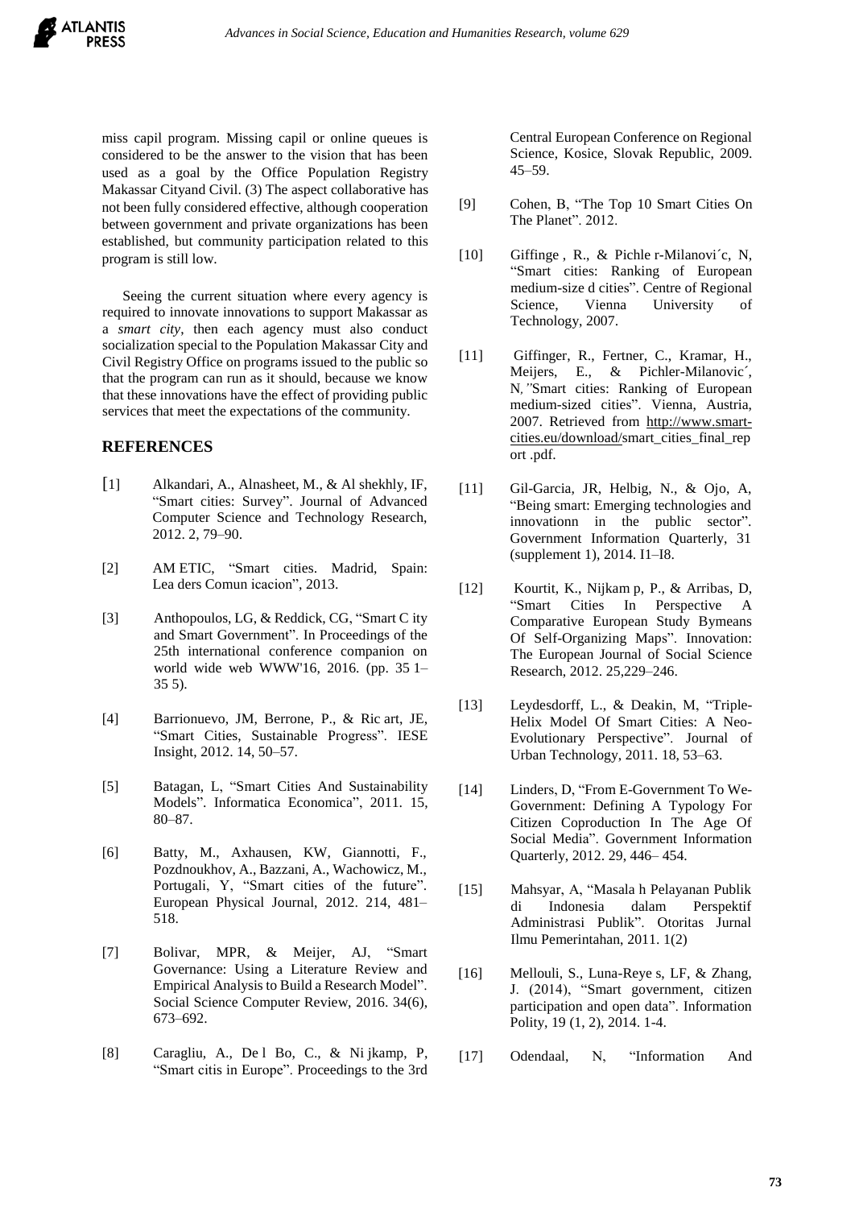miss capil program. Missing capil or online queues is considered to be the answer to the vision that has been used as a goal by the Office Population Registry Makassar Cityand Civil. (3) The aspect collaborative has not been fully considered effective, although cooperation between government and private organizations has been established, but community participation related to this program is still low.

Seeing the current situation where every agency is required to innovate innovations to support Makassar as a *smart city*, then each agency must also conduct socialization special to the Population Makassar City and Civil Registry Office on programs issued to the public so that the program can run as it should, because we know that these innovations have the effect of providing public services that meet the expectations of the community.

## REFERENCES

[1] Alkandari, A., Alnasheet, M., & Al shekhly, IF, "Smart cities: Survey". Journal of Advanced Computer Science and Technology Research, 2012. 2, 79–90.

[2] AM ETIC, "Smart cities. Madrid, Spain: Lea ders Comun icacion", 2013.

[3] Anthopoulos, LG, & Reddick, CG, "Smart C ity and Smart Government". In Proceedings of the 25th international conference companion on world wide web WWW'16, 2016. (pp. 35 1–35 5).

[4] Barrionuevo, JM, Berrone, P., & Ric art, JE, "Smart Cities, Sustainable Progress". IESE Insight, 2012. 14, 50–57.

[5] Batagan, L, "Smart Cities And Sustainability Models". Informatica Economica", 2011. 15, 80–87.

[6] Batty, M., Axhausen, KW, Giannotti, F., Pozdnoukhov, A., Bazzani, A., Wachowicz, M., Portugali, Y, "Smart cities of the future". European Physical Journal, 2012. 214, 481–518.

[7] Bolivar, MPR, & Meijer, AJ, "Smart Governance: Using a Literature Review and Empirical Analysis to Build a Research Model". Social Science Computer Review, 2016. 34(6), 673–692.

[8] Caragliu, A., De l Bo, C., & Ni jkamp, P, "Smart citis in Europe". Proceedings to the 3rd Central European Conference on Regional Science, Kosice, Slovak Republic, 2009. 45–59.

[9] Cohen, B, "The Top 10 Smart Cities On The Planet". 2012.

[10] Giffinge , R., & Pichle r-Milanovi´c, N, "Smart cities: Ranking of European medium-size d cities". Centre of Regional Science, Vienna University of Technology, 2007.

[11] Giffinger, R., Fertner, C., Kramar, H., Meijers, E., & Pichler-Milanovic´, N,"Smart cities: Ranking of European medium-sized cities". Vienna, Austria, 2007. Retrieved from http://www.smart-cities.eu/download/smart_cities_final_rep ort .pdf.

[11] Gil-Garcia, JR, Helbig, N., & Ojo, A, "Being smart: Emerging technologies and innovationn in the public sector". Government Information Quarterly, 31 (supplement 1), 2014. I1–I8.

[12] Kourtit, K., Nijkam p, P., & Arribas, D, "Smart Cities In Perspective A Comparative European Study Bymeans Of Self-Organizing Maps". Innovation: The European Journal of Social Science Research, 2012. 25,229–246.

[13] Leydesdorff, L., & Deakin, M, "Triple-Helix Model Of Smart Cities: A Neo-Evolutionary Perspective". Journal of Urban Technology, 2011. 18, 53–63.

[14] Linders, D, "From E-Government To We-Government: Defining A Typology For Citizen Coproduction In The Age Of Social Media". Government Information Quarterly, 2012. 29, 446– 454.

[15] Mahsyar, A, "Masala h Pelayanan Publik di Indonesia dalam Perspektif Administrasi Publik". Otoritas Jurnal Ilmu Pemerintahan, 2011. 1(2)

[16] Mellouli, S., Luna-Reye s, LF, & Zhang, J. (2014), "Smart government, citizen participation and open data". Information Polity, 19 (1, 2), 2014. 1-4.

[17] Odendaal, N, "Information And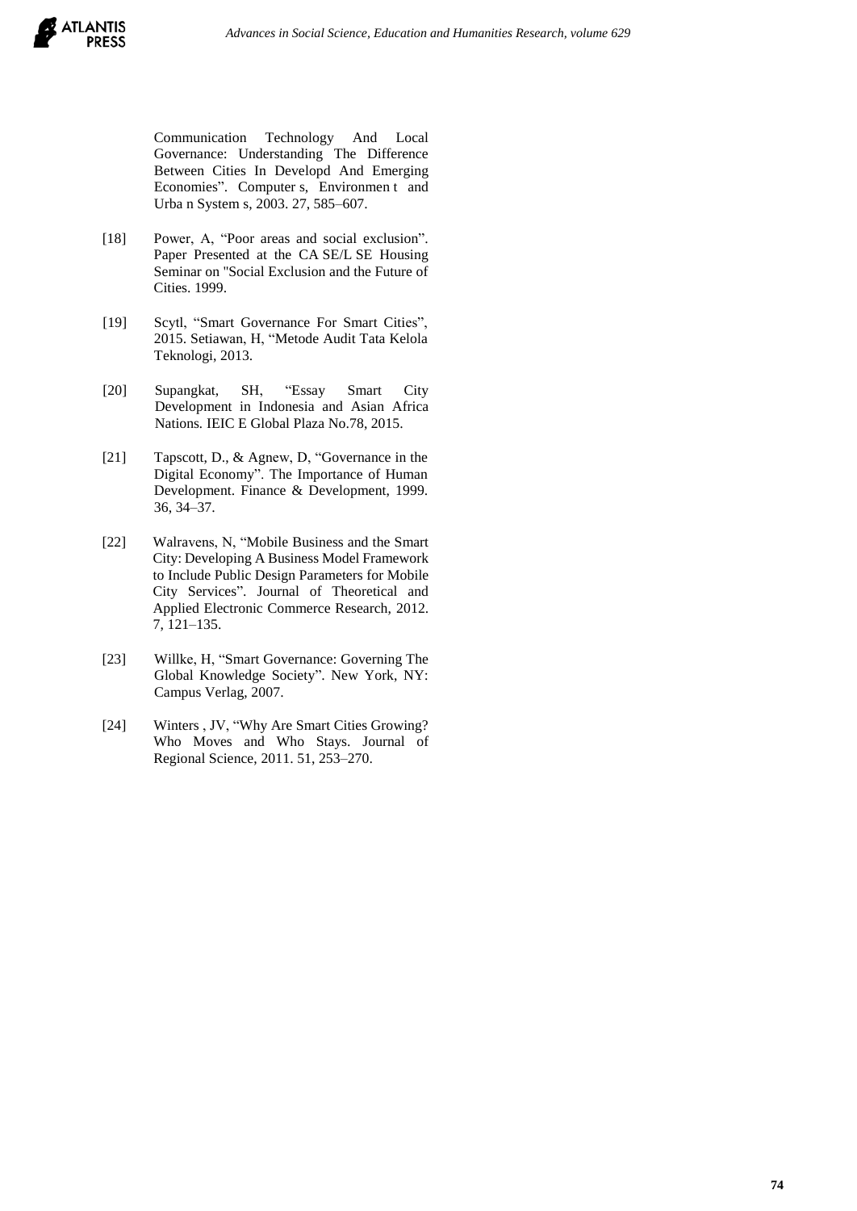Communication Technology And Local Governance: Understanding The Difference Between Cities In Developd And Emerging Economies". Computer s, Environmen t and Urba n System s, 2003. 27, 585–607.

[18] Power, A, "Poor areas and social exclusion". Paper Presented at the CA SE/L SE Housing Seminar on "Social Exclusion and the Future of Cities. 1999.

[19] Scytl, "Smart Governance For Smart Cities", 2015. Setiawan, H, "Metode Audit Tata Kelola Teknologi, 2013.

[20] Supangkat, SH, "Essay Smart City Development in Indonesia and Asian Africa Nations. IEIC E Global Plaza No.78, 2015.

[21] Tapscott, D., & Agnew, D, "Governance in the Digital Economy". The Importance of Human Development. Finance & Development, 1999. 36, 34–37.

[22] Walravens, N, "Mobile Business and the Smart City: Developing A Business Model Framework to Include Public Design Parameters for Mobile City Services". Journal of Theoretical and Applied Electronic Commerce Research, 2012. 7, 121–135.

[23] Willke, H, "Smart Governance: Governing The Global Knowledge Society". New York, NY: Campus Verlag, 2007.

[24] Winters , JV, "Why Are Smart Cities Growing? Who Moves and Who Stays. Journal of Regional Science, 2011. 51, 253–270.